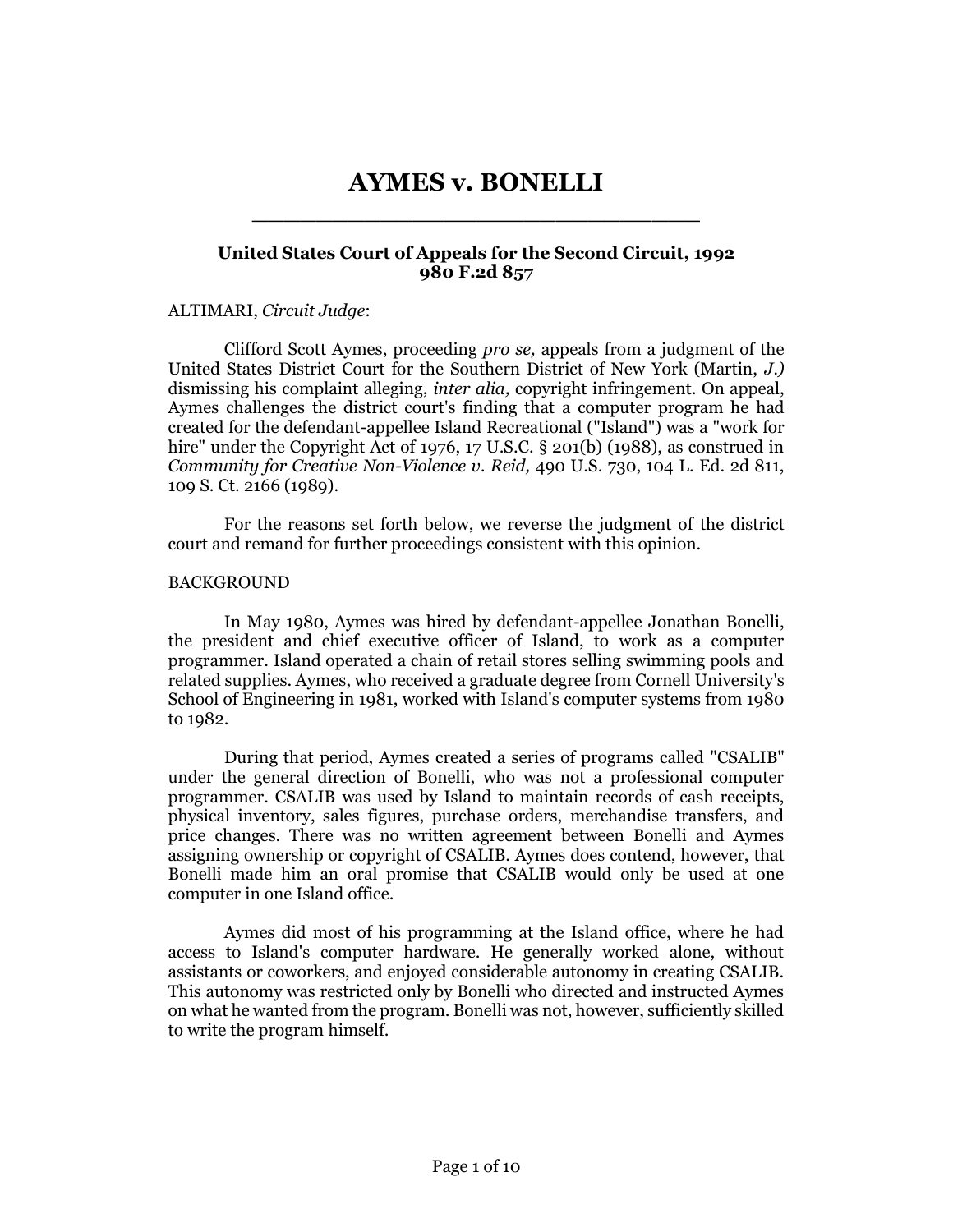# AYMES v. BONELLI

**United States Court of Appeals for the Second Circuit, 1992**
**980 F.2d 857**

ALTIMARI, *Circuit Judge*:

Clifford Scott Aymes, proceeding *pro se,* appeals from a judgment of the United States District Court for the Southern District of New York (Martin, *J.)* dismissing his complaint alleging, *inter alia,* copyright infringement. On appeal, Aymes challenges the district court's finding that a computer program he had created for the defendant-appellee Island Recreational ("Island") was a "work for hire" under the Copyright Act of 1976, 17 U.S.C. § 201(b) (1988), as construed in *Community for Creative Non-Violence v. Reid,* 490 U.S. 730, 104 L. Ed. 2d 811, 109 S. Ct. 2166 (1989).

For the reasons set forth below, we reverse the judgment of the district court and remand for further proceedings consistent with this opinion.

BACKGROUND

In May 1980, Aymes was hired by defendant-appellee Jonathan Bonelli, the president and chief executive officer of Island, to work as a computer programmer. Island operated a chain of retail stores selling swimming pools and related supplies. Aymes, who received a graduate degree from Cornell University's School of Engineering in 1981, worked with Island's computer systems from 1980 to 1982.

During that period, Aymes created a series of programs called "CSALIB" under the general direction of Bonelli, who was not a professional computer programmer. CSALIB was used by Island to maintain records of cash receipts, physical inventory, sales figures, purchase orders, merchandise transfers, and price changes. There was no written agreement between Bonelli and Aymes assigning ownership or copyright of CSALIB. Aymes does contend, however, that Bonelli made him an oral promise that CSALIB would only be used at one computer in one Island office.

Aymes did most of his programming at the Island office, where he had access to Island's computer hardware. He generally worked alone, without assistants or coworkers, and enjoyed considerable autonomy in creating CSALIB. This autonomy was restricted only by Bonelli who directed and instructed Aymes on what he wanted from the program. Bonelli was not, however, sufficiently skilled to write the program himself.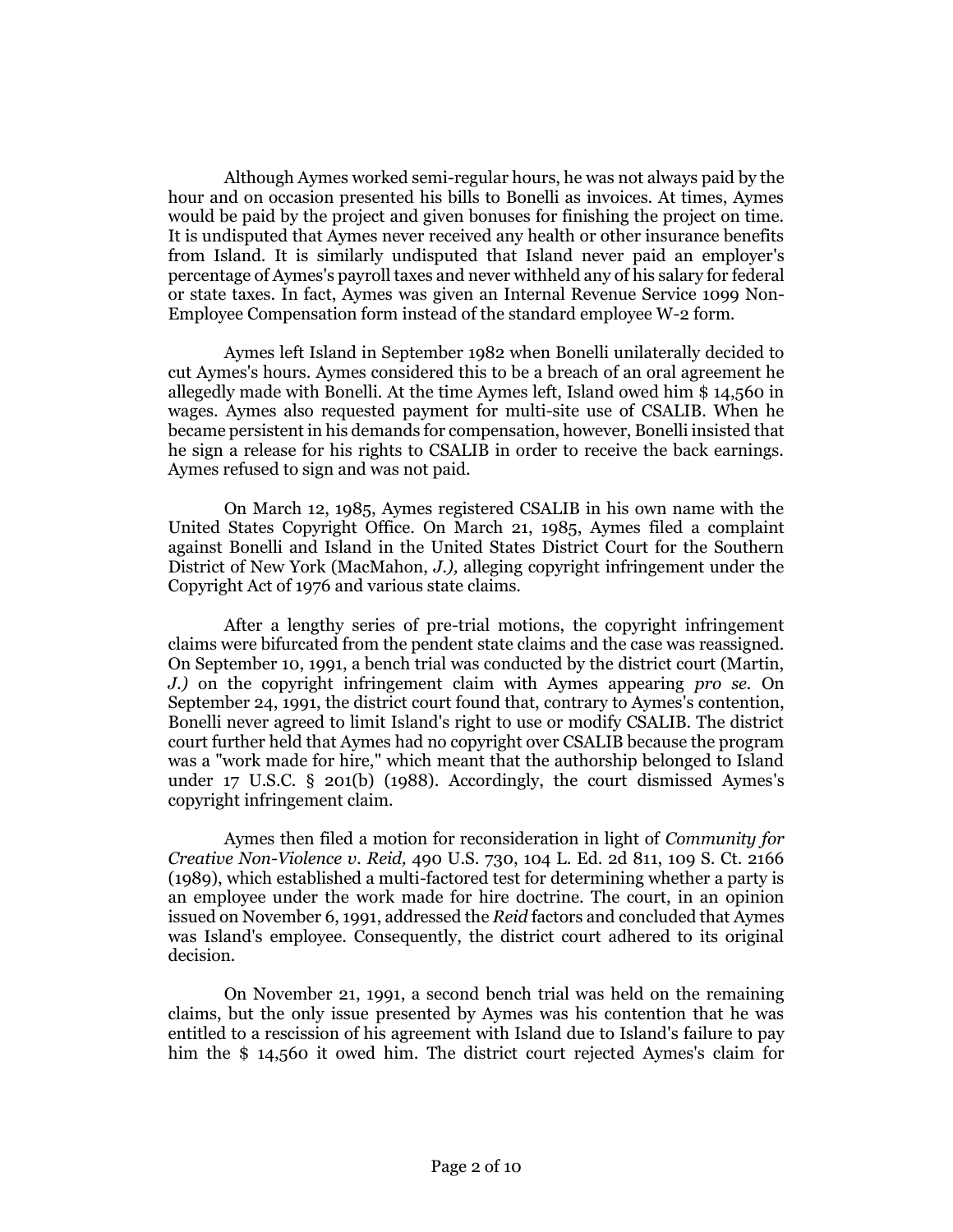Although Aymes worked semi-regular hours, he was not always paid by the hour and on occasion presented his bills to Bonelli as invoices. At times, Aymes would be paid by the project and given bonuses for finishing the project on time. It is undisputed that Aymes never received any health or other insurance benefits from Island. It is similarly undisputed that Island never paid an employer's percentage of Aymes's payroll taxes and never withheld any of his salary for federal or state taxes. In fact, Aymes was given an Internal Revenue Service 1099 Non-Employee Compensation form instead of the standard employee W-2 form.

Aymes left Island in September 1982 when Bonelli unilaterally decided to cut Aymes's hours. Aymes considered this to be a breach of an oral agreement he allegedly made with Bonelli. At the time Aymes left, Island owed him $ 14,560 in wages. Aymes also requested payment for multi-site use of CSALIB. When he became persistent in his demands for compensation, however, Bonelli insisted that he sign a release for his rights to CSALIB in order to receive the back earnings. Aymes refused to sign and was not paid.

On March 12, 1985, Aymes registered CSALIB in his own name with the United States Copyright Office. On March 21, 1985, Aymes filed a complaint against Bonelli and Island in the United States District Court for the Southern District of New York (MacMahon, *J.),* alleging copyright infringement under the Copyright Act of 1976 and various state claims.

After a lengthy series of pre-trial motions, the copyright infringement claims were bifurcated from the pendent state claims and the case was reassigned. On September 10, 1991, a bench trial was conducted by the district court (Martin, *J.)* on the copyright infringement claim with Aymes appearing *pro se*. On September 24, 1991, the district court found that, contrary to Aymes's contention, Bonelli never agreed to limit Island's right to use or modify CSALIB. The district court further held that Aymes had no copyright over CSALIB because the program was a "work made for hire," which meant that the authorship belonged to Island under 17 U.S.C. § 201(b) (1988). Accordingly, the court dismissed Aymes's copyright infringement claim.

Aymes then filed a motion for reconsideration in light of *Community for Creative Non-Violence v. Reid,* 490 U.S. 730, 104 L. Ed. 2d 811, 109 S. Ct. 2166 (1989), which established a multi-factored test for determining whether a party is an employee under the work made for hire doctrine. The court, in an opinion issued on November 6, 1991, addressed the *Reid* factors and concluded that Aymes was Island's employee. Consequently, the district court adhered to its original decision.

On November 21, 1991, a second bench trial was held on the remaining claims, but the only issue presented by Aymes was his contention that he was entitled to a rescission of his agreement with Island due to Island's failure to pay him the $ 14,560 it owed him. The district court rejected Aymes's claim for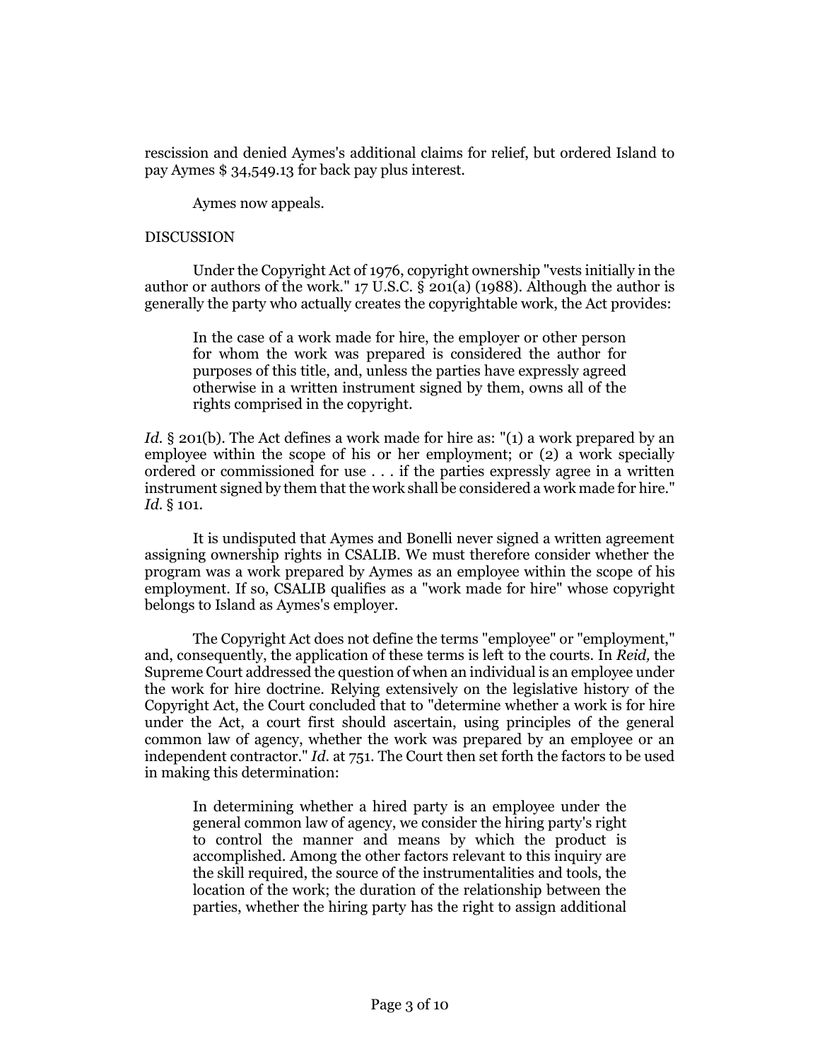rescission and denied Aymes's additional claims for relief, but ordered Island to pay Aymes $ 34,549.13 for back pay plus interest.

Aymes now appeals.

DISCUSSION

Under the Copyright Act of 1976, copyright ownership "vests initially in the author or authors of the work." 17 U.S.C. § 201(a) (1988). Although the author is generally the party who actually creates the copyrightable work, the Act provides:

> In the case of a work made for hire, the employer or other person for whom the work was prepared is considered the author for purposes of this title, and, unless the parties have expressly agreed otherwise in a written instrument signed by them, owns all of the rights comprised in the copyright.

*Id.* § 201(b). The Act defines a work made for hire as: "(1) a work prepared by an employee within the scope of his or her employment; or (2) a work specially ordered or commissioned for use . . . if the parties expressly agree in a written instrument signed by them that the work shall be considered a work made for hire." *Id.* § 101.

It is undisputed that Aymes and Bonelli never signed a written agreement assigning ownership rights in CSALIB. We must therefore consider whether the program was a work prepared by Aymes as an employee within the scope of his employment. If so, CSALIB qualifies as a "work made for hire" whose copyright belongs to Island as Aymes's employer.

The Copyright Act does not define the terms "employee" or "employment," and, consequently, the application of these terms is left to the courts. In *Reid,* the Supreme Court addressed the question of when an individual is an employee under the work for hire doctrine. Relying extensively on the legislative history of the Copyright Act, the Court concluded that to "determine whether a work is for hire under the Act, a court first should ascertain, using principles of the general common law of agency, whether the work was prepared by an employee or an independent contractor." *Id.* at 751. The Court then set forth the factors to be used in making this determination:

> In determining whether a hired party is an employee under the general common law of agency, we consider the hiring party's right to control the manner and means by which the product is accomplished. Among the other factors relevant to this inquiry are the skill required, the source of the instrumentalities and tools, the location of the work; the duration of the relationship between the parties, whether the hiring party has the right to assign additional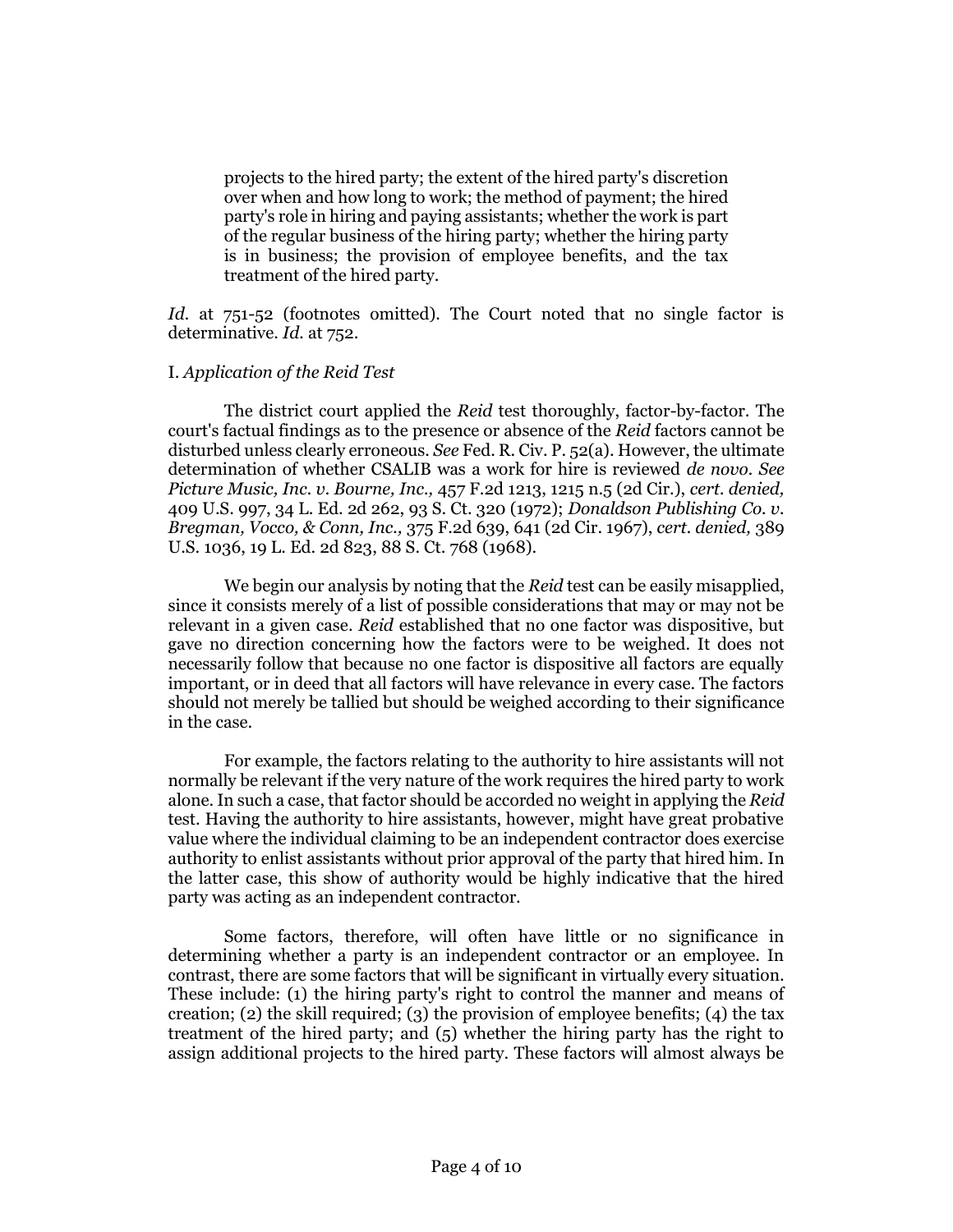> projects to the hired party; the extent of the hired party's discretion over when and how long to work; the method of payment; the hired party's role in hiring and paying assistants; whether the work is part of the regular business of the hiring party; whether the hiring party is in business; the provision of employee benefits, and the tax treatment of the hired party.

*Id.* at 751-52 (footnotes omitted). The Court noted that no single factor is determinative. *Id.* at 752.

I. *Application of the Reid Test*

The district court applied the *Reid* test thoroughly, factor-by-factor. The court's factual findings as to the presence or absence of the *Reid* factors cannot be disturbed unless clearly erroneous. *See* Fed. R. Civ. P. 52(a). However, the ultimate determination of whether CSALIB was a work for hire is reviewed *de novo*. *See Picture Music, Inc. v. Bourne, Inc.,* 457 F.2d 1213, 1215 n.5 (2d Cir.), *cert. denied,* 409 U.S. 997, 34 L. Ed. 2d 262, 93 S. Ct. 320 (1972); *Donaldson Publishing Co. v. Bregman, Vocco, & Conn, Inc.,* 375 F.2d 639, 641 (2d Cir. 1967), *cert. denied,* 389 U.S. 1036, 19 L. Ed. 2d 823, 88 S. Ct. 768 (1968).

We begin our analysis by noting that the *Reid* test can be easily misapplied, since it consists merely of a list of possible considerations that may or may not be relevant in a given case. *Reid* established that no one factor was dispositive, but gave no direction concerning how the factors were to be weighed. It does not necessarily follow that because no one factor is dispositive all factors are equally important, or in deed that all factors will have relevance in every case. The factors should not merely be tallied but should be weighed according to their significance in the case.

For example, the factors relating to the authority to hire assistants will not normally be relevant if the very nature of the work requires the hired party to work alone. In such a case, that factor should be accorded no weight in applying the *Reid* test. Having the authority to hire assistants, however, might have great probative value where the individual claiming to be an independent contractor does exercise authority to enlist assistants without prior approval of the party that hired him. In the latter case, this show of authority would be highly indicative that the hired party was acting as an independent contractor.

Some factors, therefore, will often have little or no significance in determining whether a party is an independent contractor or an employee. In contrast, there are some factors that will be significant in virtually every situation. These include: (1) the hiring party's right to control the manner and means of creation; (2) the skill required; (3) the provision of employee benefits; (4) the tax treatment of the hired party; and (5) whether the hiring party has the right to assign additional projects to the hired party. These factors will almost always be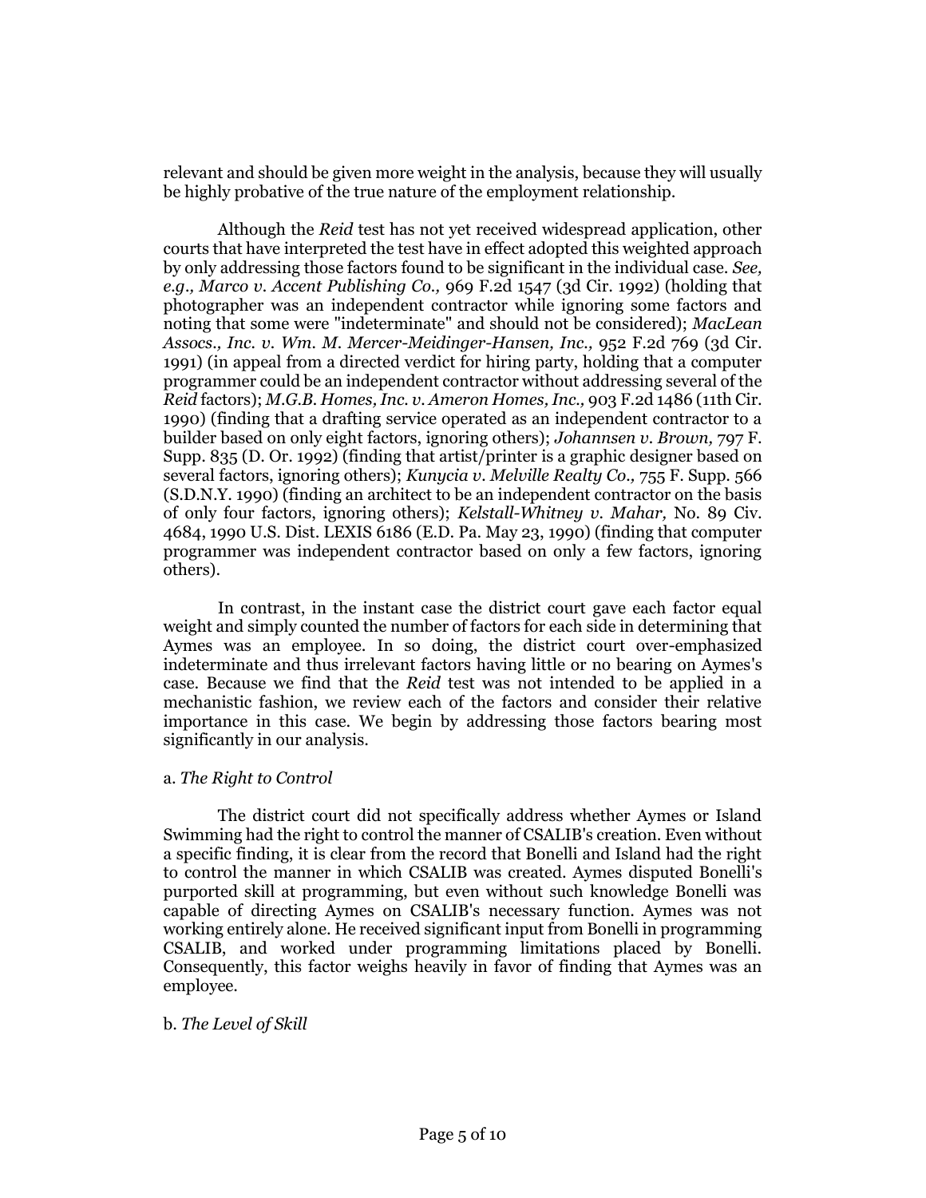relevant and should be given more weight in the analysis, because they will usually be highly probative of the true nature of the employment relationship.

Although the *Reid* test has not yet received widespread application, other courts that have interpreted the test have in effect adopted this weighted approach by only addressing those factors found to be significant in the individual case. *See, e.g., Marco v. Accent Publishing Co.,* 969 F.2d 1547 (3d Cir. 1992) (holding that photographer was an independent contractor while ignoring some factors and noting that some were "indeterminate" and should not be considered); *MacLean Assocs., Inc. v. Wm. M. Mercer-Meidinger-Hansen, Inc.,* 952 F.2d 769 (3d Cir. 1991) (in appeal from a directed verdict for hiring party, holding that a computer programmer could be an independent contractor without addressing several of the *Reid* factors); *M.G.B. Homes, Inc. v. Ameron Homes, Inc.,* 903 F.2d 1486 (11th Cir. 1990) (finding that a drafting service operated as an independent contractor to a builder based on only eight factors, ignoring others); *Johannsen v. Brown,* 797 F. Supp. 835 (D. Or. 1992) (finding that artist/printer is a graphic designer based on several factors, ignoring others); *Kunycia v. Melville Realty Co.,* 755 F. Supp. 566 (S.D.N.Y. 1990) (finding an architect to be an independent contractor on the basis of only four factors, ignoring others); *Kelstall-Whitney v. Mahar,* No. 89 Civ. 4684, 1990 U.S. Dist. LEXIS 6186 (E.D. Pa. May 23, 1990) (finding that computer programmer was independent contractor based on only a few factors, ignoring others).

In contrast, in the instant case the district court gave each factor equal weight and simply counted the number of factors for each side in determining that Aymes was an employee. In so doing, the district court over-emphasized indeterminate and thus irrelevant factors having little or no bearing on Aymes's case. Because we find that the *Reid* test was not intended to be applied in a mechanistic fashion, we review each of the factors and consider their relative importance in this case. We begin by addressing those factors bearing most significantly in our analysis.

a. *The Right to Control*

The district court did not specifically address whether Aymes or Island Swimming had the right to control the manner of CSALIB's creation. Even without a specific finding, it is clear from the record that Bonelli and Island had the right to control the manner in which CSALIB was created. Aymes disputed Bonelli's purported skill at programming, but even without such knowledge Bonelli was capable of directing Aymes on CSALIB's necessary function. Aymes was not working entirely alone. He received significant input from Bonelli in programming CSALIB, and worked under programming limitations placed by Bonelli. Consequently, this factor weighs heavily in favor of finding that Aymes was an employee.

b. *The Level of Skill*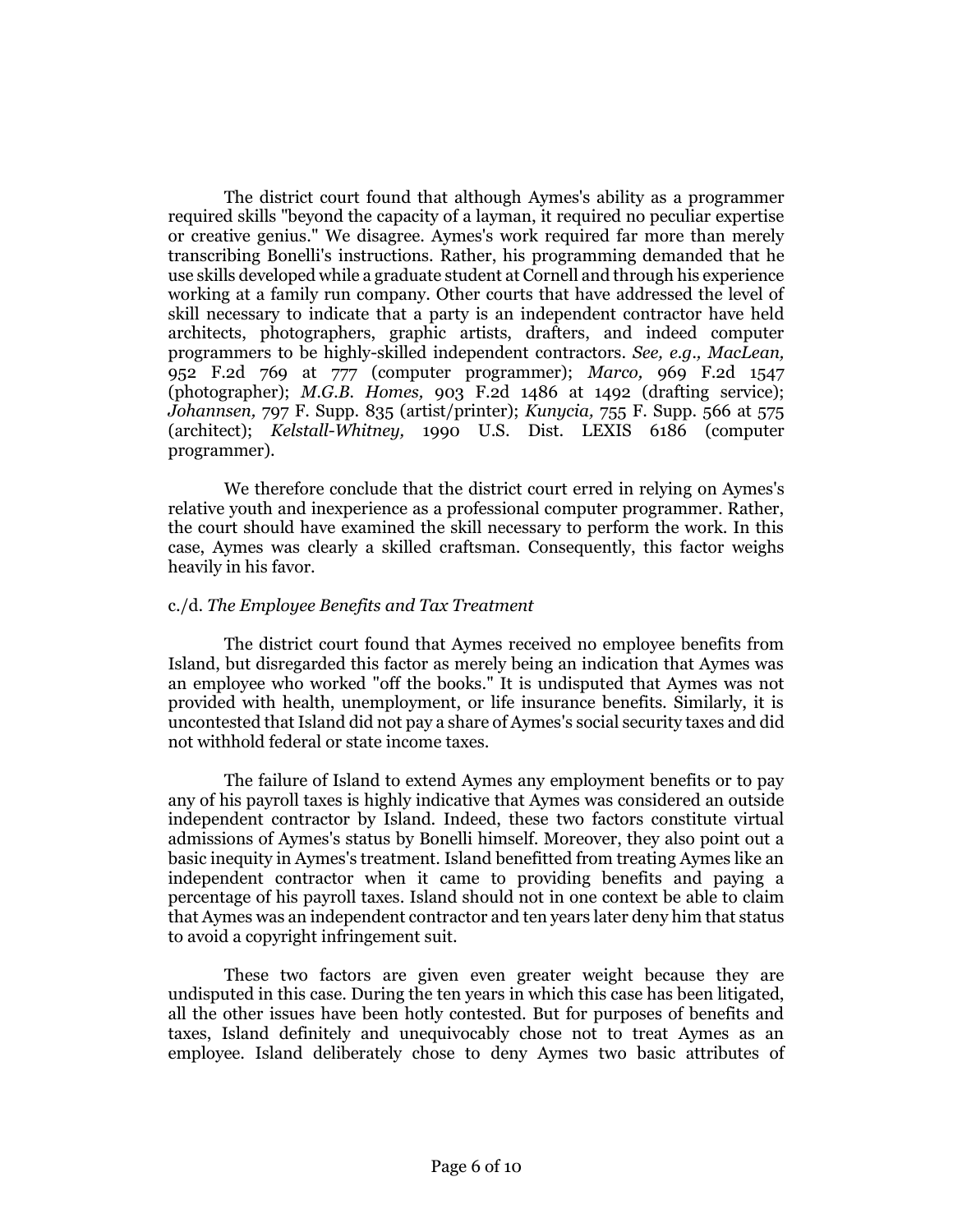The district court found that although Aymes's ability as a programmer required skills "beyond the capacity of a layman, it required no peculiar expertise or creative genius." We disagree. Aymes's work required far more than merely transcribing Bonelli's instructions. Rather, his programming demanded that he use skills developed while a graduate student at Cornell and through his experience working at a family run company. Other courts that have addressed the level of skill necessary to indicate that a party is an independent contractor have held architects, photographers, graphic artists, drafters, and indeed computer programmers to be highly-skilled independent contractors. *See, e.g., MacLean,* 952 F.2d 769 at 777 (computer programmer); *Marco,* 969 F.2d 1547 (photographer); *M.G.B. Homes,* 903 F.2d 1486 at 1492 (drafting service); *Johannsen,* 797 F. Supp. 835 (artist/printer); *Kunycia,* 755 F. Supp. 566 at 575 (architect); *Kelstall-Whitney,* 1990 U.S. Dist. LEXIS 6186 (computer programmer).

We therefore conclude that the district court erred in relying on Aymes's relative youth and inexperience as a professional computer programmer. Rather, the court should have examined the skill necessary to perform the work. In this case, Aymes was clearly a skilled craftsman. Consequently, this factor weighs heavily in his favor.

c./d. *The Employee Benefits and Tax Treatment*

The district court found that Aymes received no employee benefits from Island, but disregarded this factor as merely being an indication that Aymes was an employee who worked "off the books." It is undisputed that Aymes was not provided with health, unemployment, or life insurance benefits. Similarly, it is uncontested that Island did not pay a share of Aymes's social security taxes and did not withhold federal or state income taxes.

The failure of Island to extend Aymes any employment benefits or to pay any of his payroll taxes is highly indicative that Aymes was considered an outside independent contractor by Island. Indeed, these two factors constitute virtual admissions of Aymes's status by Bonelli himself. Moreover, they also point out a basic inequity in Aymes's treatment. Island benefitted from treating Aymes like an independent contractor when it came to providing benefits and paying a percentage of his payroll taxes. Island should not in one context be able to claim that Aymes was an independent contractor and ten years later deny him that status to avoid a copyright infringement suit.

These two factors are given even greater weight because they are undisputed in this case. During the ten years in which this case has been litigated, all the other issues have been hotly contested. But for purposes of benefits and taxes, Island definitely and unequivocably chose not to treat Aymes as an employee. Island deliberately chose to deny Aymes two basic attributes of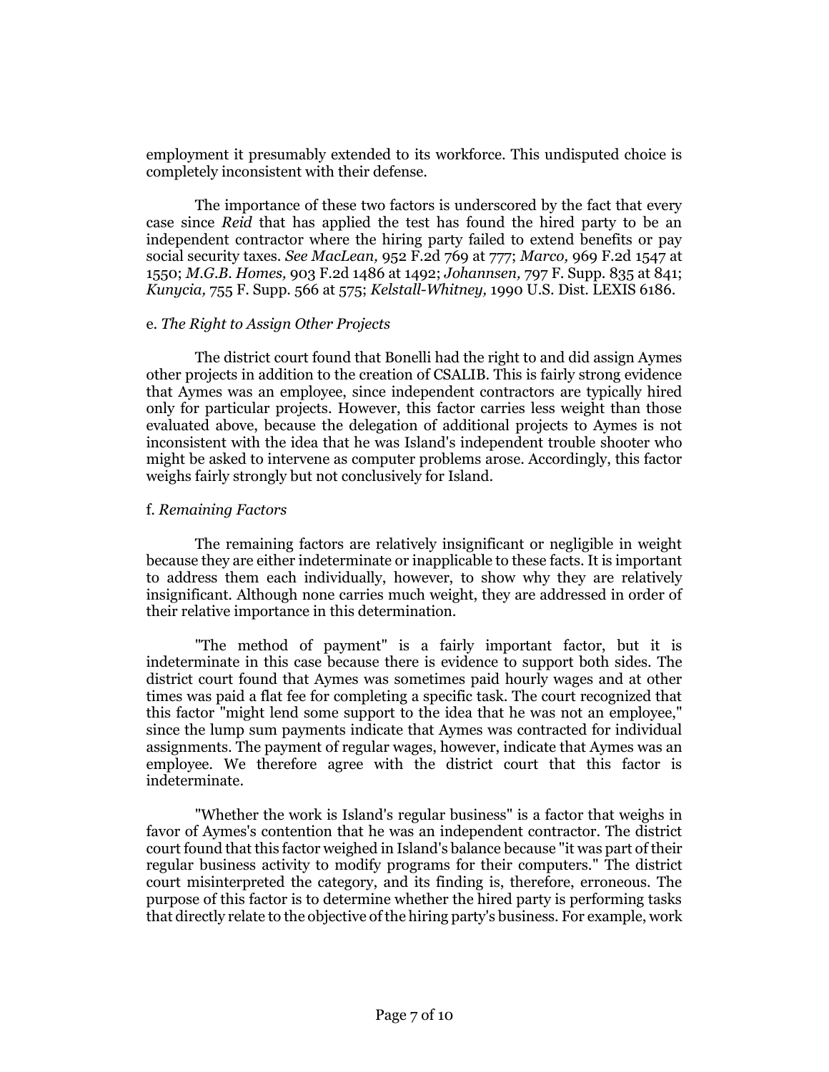employment it presumably extended to its workforce. This undisputed choice is completely inconsistent with their defense.

The importance of these two factors is underscored by the fact that every case since *Reid* that has applied the test has found the hired party to be an independent contractor where the hiring party failed to extend benefits or pay social security taxes. *See MacLean,* 952 F.2d 769 at 777; *Marco,* 969 F.2d 1547 at 1550; *M.G.B. Homes,* 903 F.2d 1486 at 1492; *Johannsen,* 797 F. Supp. 835 at 841; *Kunycia,* 755 F. Supp. 566 at 575; *Kelstall-Whitney,* 1990 U.S. Dist. LEXIS 6186.

e. *The Right to Assign Other Projects*

The district court found that Bonelli had the right to and did assign Aymes other projects in addition to the creation of CSALIB. This is fairly strong evidence that Aymes was an employee, since independent contractors are typically hired only for particular projects. However, this factor carries less weight than those evaluated above, because the delegation of additional projects to Aymes is not inconsistent with the idea that he was Island's independent trouble shooter who might be asked to intervene as computer problems arose. Accordingly, this factor weighs fairly strongly but not conclusively for Island.

f. *Remaining Factors*

The remaining factors are relatively insignificant or negligible in weight because they are either indeterminate or inapplicable to these facts. It is important to address them each individually, however, to show why they are relatively insignificant. Although none carries much weight, they are addressed in order of their relative importance in this determination.

"The method of payment" is a fairly important factor, but it is indeterminate in this case because there is evidence to support both sides. The district court found that Aymes was sometimes paid hourly wages and at other times was paid a flat fee for completing a specific task. The court recognized that this factor "might lend some support to the idea that he was not an employee," since the lump sum payments indicate that Aymes was contracted for individual assignments. The payment of regular wages, however, indicate that Aymes was an employee. We therefore agree with the district court that this factor is indeterminate.

"Whether the work is Island's regular business" is a factor that weighs in favor of Aymes's contention that he was an independent contractor. The district court found that this factor weighed in Island's balance because "it was part of their regular business activity to modify programs for their computers." The district court misinterpreted the category, and its finding is, therefore, erroneous. The purpose of this factor is to determine whether the hired party is performing tasks that directly relate to the objective of the hiring party's business. For example, work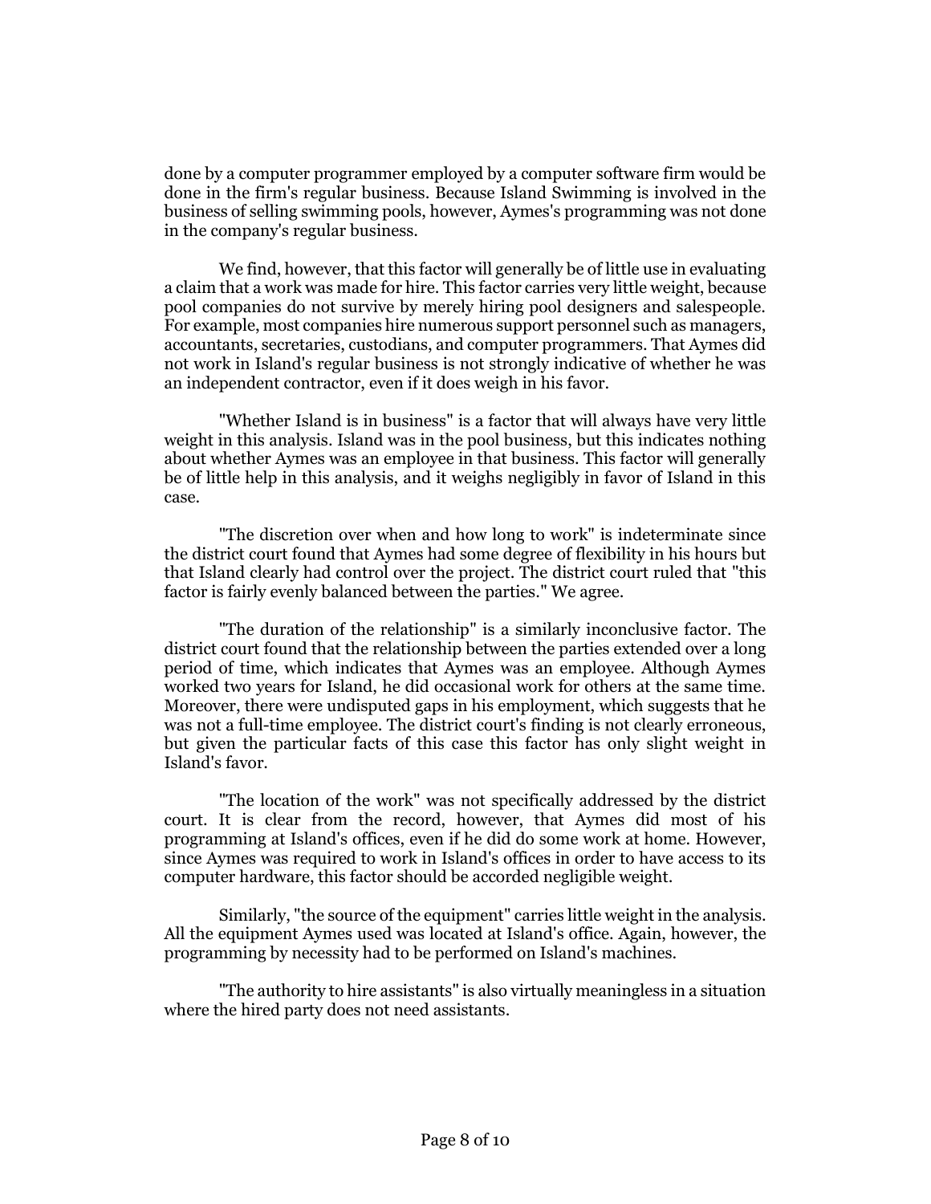done by a computer programmer employed by a computer software firm would be done in the firm's regular business. Because Island Swimming is involved in the business of selling swimming pools, however, Aymes's programming was not done in the company's regular business.

We find, however, that this factor will generally be of little use in evaluating a claim that a work was made for hire. This factor carries very little weight, because pool companies do not survive by merely hiring pool designers and salespeople. For example, most companies hire numerous support personnel such as managers, accountants, secretaries, custodians, and computer programmers. That Aymes did not work in Island's regular business is not strongly indicative of whether he was an independent contractor, even if it does weigh in his favor.

"Whether Island is in business" is a factor that will always have very little weight in this analysis. Island was in the pool business, but this indicates nothing about whether Aymes was an employee in that business. This factor will generally be of little help in this analysis, and it weighs negligibly in favor of Island in this case.

"The discretion over when and how long to work" is indeterminate since the district court found that Aymes had some degree of flexibility in his hours but that Island clearly had control over the project. The district court ruled that "this factor is fairly evenly balanced between the parties." We agree.

"The duration of the relationship" is a similarly inconclusive factor. The district court found that the relationship between the parties extended over a long period of time, which indicates that Aymes was an employee. Although Aymes worked two years for Island, he did occasional work for others at the same time. Moreover, there were undisputed gaps in his employment, which suggests that he was not a full-time employee. The district court's finding is not clearly erroneous, but given the particular facts of this case this factor has only slight weight in Island's favor.

"The location of the work" was not specifically addressed by the district court. It is clear from the record, however, that Aymes did most of his programming at Island's offices, even if he did do some work at home. However, since Aymes was required to work in Island's offices in order to have access to its computer hardware, this factor should be accorded negligible weight.

Similarly, "the source of the equipment" carries little weight in the analysis. All the equipment Aymes used was located at Island's office. Again, however, the programming by necessity had to be performed on Island's machines.

"The authority to hire assistants" is also virtually meaningless in a situation where the hired party does not need assistants.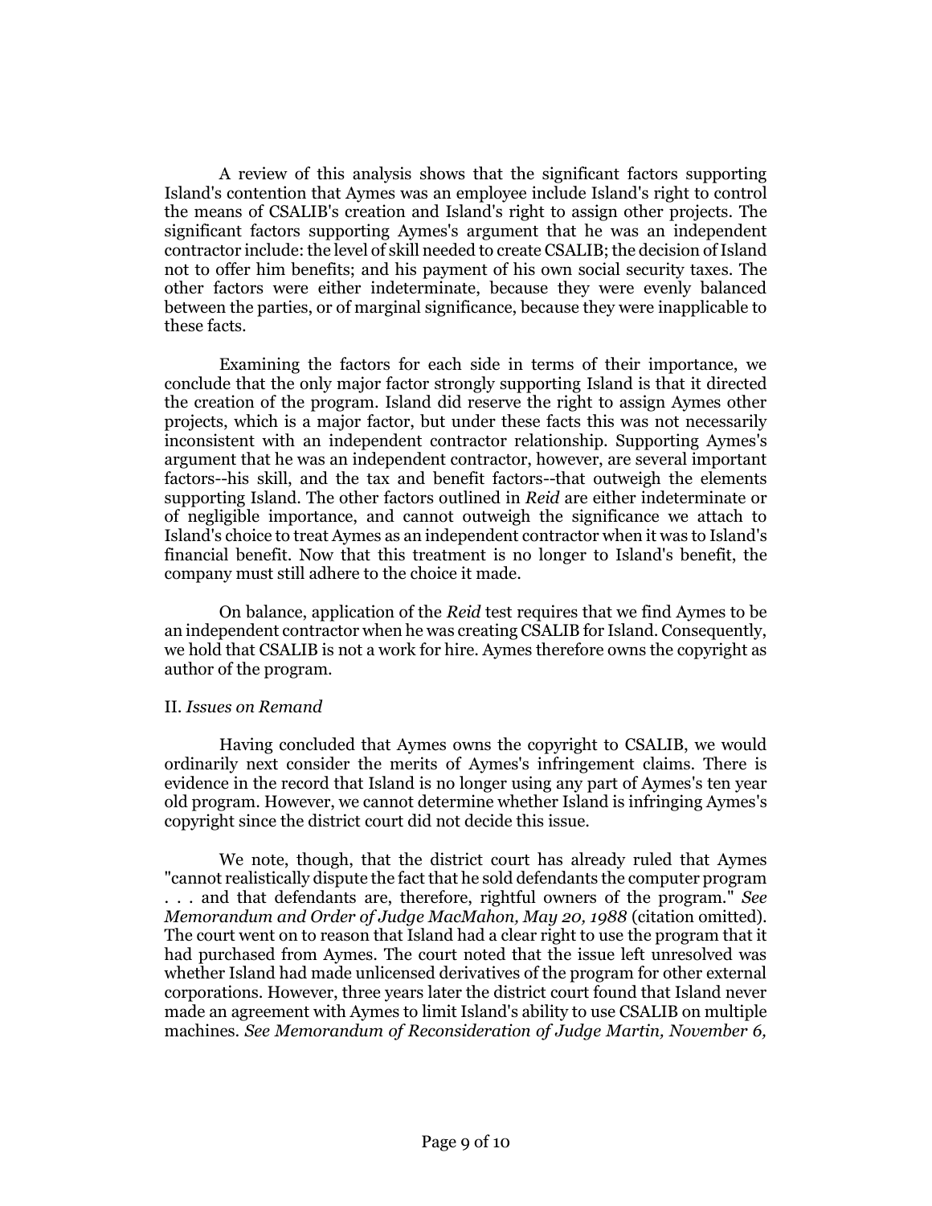A review of this analysis shows that the significant factors supporting Island's contention that Aymes was an employee include Island's right to control the means of CSALIB's creation and Island's right to assign other projects. The significant factors supporting Aymes's argument that he was an independent contractor include: the level of skill needed to create CSALIB; the decision of Island not to offer him benefits; and his payment of his own social security taxes. The other factors were either indeterminate, because they were evenly balanced between the parties, or of marginal significance, because they were inapplicable to these facts.

Examining the factors for each side in terms of their importance, we conclude that the only major factor strongly supporting Island is that it directed the creation of the program. Island did reserve the right to assign Aymes other projects, which is a major factor, but under these facts this was not necessarily inconsistent with an independent contractor relationship. Supporting Aymes's argument that he was an independent contractor, however, are several important factors--his skill, and the tax and benefit factors--that outweigh the elements supporting Island. The other factors outlined in *Reid* are either indeterminate or of negligible importance, and cannot outweigh the significance we attach to Island's choice to treat Aymes as an independent contractor when it was to Island's financial benefit. Now that this treatment is no longer to Island's benefit, the company must still adhere to the choice it made.

On balance, application of the *Reid* test requires that we find Aymes to be an independent contractor when he was creating CSALIB for Island. Consequently, we hold that CSALIB is not a work for hire. Aymes therefore owns the copyright as author of the program.

II. *Issues on Remand*

Having concluded that Aymes owns the copyright to CSALIB, we would ordinarily next consider the merits of Aymes's infringement claims. There is evidence in the record that Island is no longer using any part of Aymes's ten year old program. However, we cannot determine whether Island is infringing Aymes's copyright since the district court did not decide this issue.

We note, though, that the district court has already ruled that Aymes "cannot realistically dispute the fact that he sold defendants the computer program . . . and that defendants are, therefore, rightful owners of the program." *See Memorandum and Order of Judge MacMahon, May 20, 1988* (citation omitted). The court went on to reason that Island had a clear right to use the program that it had purchased from Aymes. The court noted that the issue left unresolved was whether Island had made unlicensed derivatives of the program for other external corporations. However, three years later the district court found that Island never made an agreement with Aymes to limit Island's ability to use CSALIB on multiple machines. *See Memorandum of Reconsideration of Judge Martin, November 6,*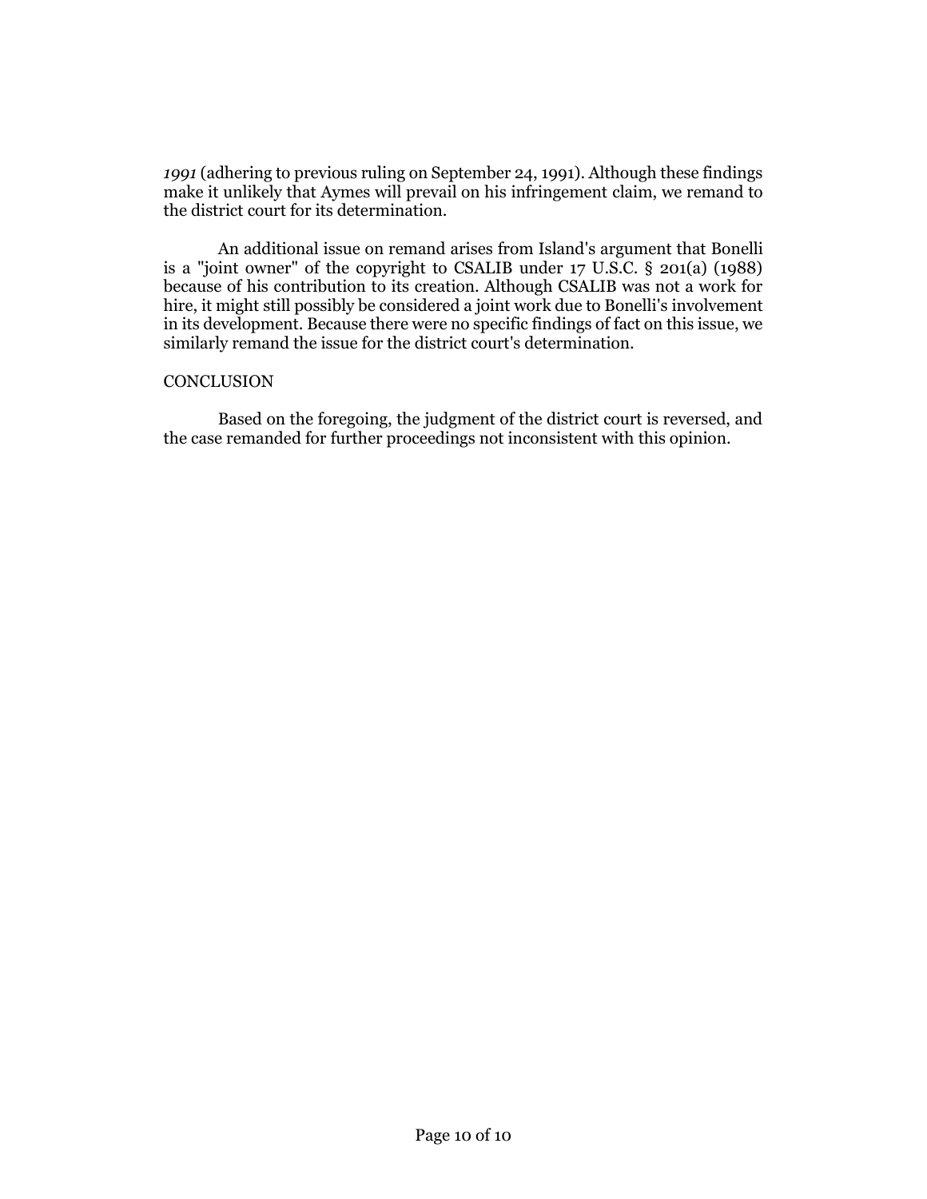*1991* (adhering to previous ruling on September 24, 1991). Although these findings make it unlikely that Aymes will prevail on his infringement claim, we remand to the district court for its determination.

An additional issue on remand arises from Island's argument that Bonelli is a "joint owner" of the copyright to CSALIB under 17 U.S.C. § 201(a) (1988) because of his contribution to its creation. Although CSALIB was not a work for hire, it might still possibly be considered a joint work due to Bonelli's involvement in its development. Because there were no specific findings of fact on this issue, we similarly remand the issue for the district court's determination.

CONCLUSION

Based on the foregoing, the judgment of the district court is reversed, and the case remanded for further proceedings not inconsistent with this opinion.